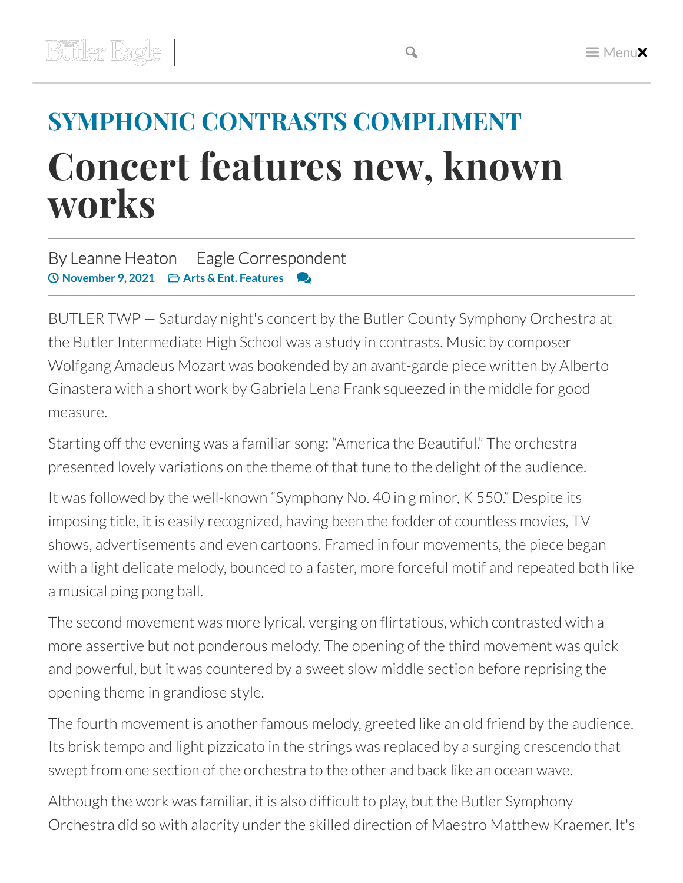## SYMPHONIC CONTRASTS COMPLIMENT

# Concert features new, known works

By Leanne Heaton Eagle Correspondent

November 9, 2021 Arts & Ent. Features

BUTLER TWP — Saturday night's concert by the Butler County Symphony Orchestra at the Butler Intermediate High School was a study in contrasts. Music by composer Wolfgang Amadeus Mozart was bookended by an avant-garde piece written by Alberto Ginastera with a short work by Gabriela Lena Frank squeezed in the middle for good measure.

Starting off the evening was a familiar song: "America the Beautiful." The orchestra presented lovely variations on the theme of that tune to the delight of the audience.

It was followed by the well-known "Symphony No. 40 in g minor, K 550." Despite its imposing title, it is easily recognized, having been the fodder of countless movies, TV shows, advertisements and even cartoons. Framed in four movements, the piece began with a light delicate melody, bounced to a faster, more forceful motif and repeated both like a musical ping pong ball.

The second movement was more lyrical, verging on flirtatious, which contrasted with a more assertive but not ponderous melody. The opening of the third movement was quick and powerful, but it was countered by a sweet slow middle section before reprising the opening theme in grandiose style.

The fourth movement is another famous melody, greeted like an old friend by the audience. Its brisk tempo and light pizzicato in the strings was replaced by a surging crescendo that swept from one section of the orchestra to the other and back like an ocean wave.

Although the work was familiar, it is also difficult to play, but the Butler Symphony Orchestra did so with alacrity under the skilled direction of Maestro Matthew Kraemer. It's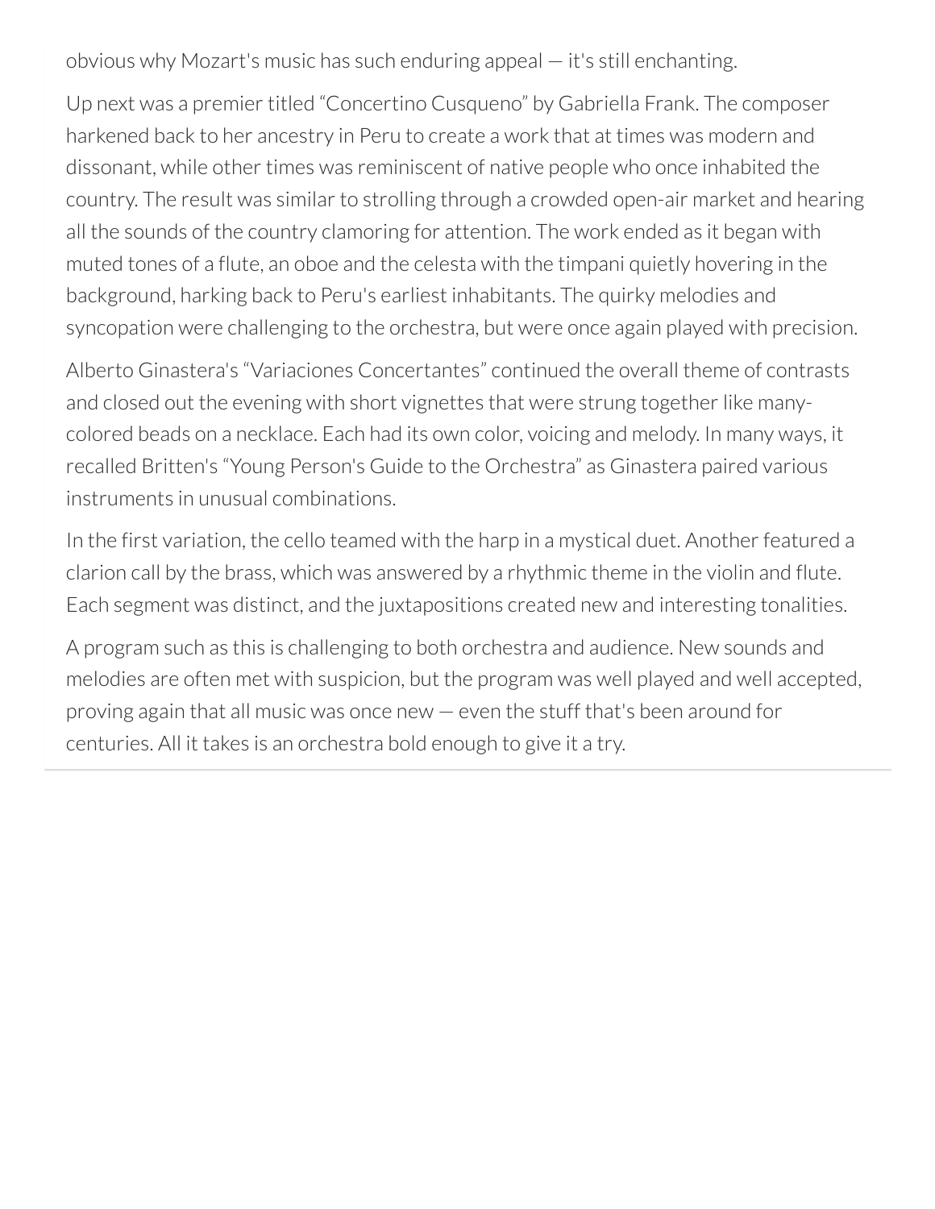obvious why Mozart's music has such enduring appeal — it's still enchanting.

Up next was a premier titled “Concertino Cusqueno” by Gabriella Frank. The composer harkened back to her ancestry in Peru to create a work that at times was modern and dissonant, while other times was reminiscent of native people who once inhabited the country. The result was similar to strolling through a crowded open-air market and hearing all the sounds of the country clamoring for attention. The work ended as it began with muted tones of a flute, an oboe and the celesta with the timpani quietly hovering in the background, harking back to Peru's earliest inhabitants. The quirky melodies and syncopation were challenging to the orchestra, but were once again played with precision.

Alberto Ginastera's “Variaciones Concertantes” continued the overall theme of contrasts and closed out the evening with short vignettes that were strung together like many-colored beads on a necklace. Each had its own color, voicing and melody. In many ways, it recalled Britten's “Young Person's Guide to the Orchestra” as Ginastera paired various instruments in unusual combinations.

In the first variation, the cello teamed with the harp in a mystical duet. Another featured a clarion call by the brass, which was answered by a rhythmic theme in the violin and flute. Each segment was distinct, and the juxtapositions created new and interesting tonalities.

A program such as this is challenging to both orchestra and audience. New sounds and melodies are often met with suspicion, but the program was well played and well accepted, proving again that all music was once new — even the stuff that's been around for centuries. All it takes is an orchestra bold enough to give it a try.